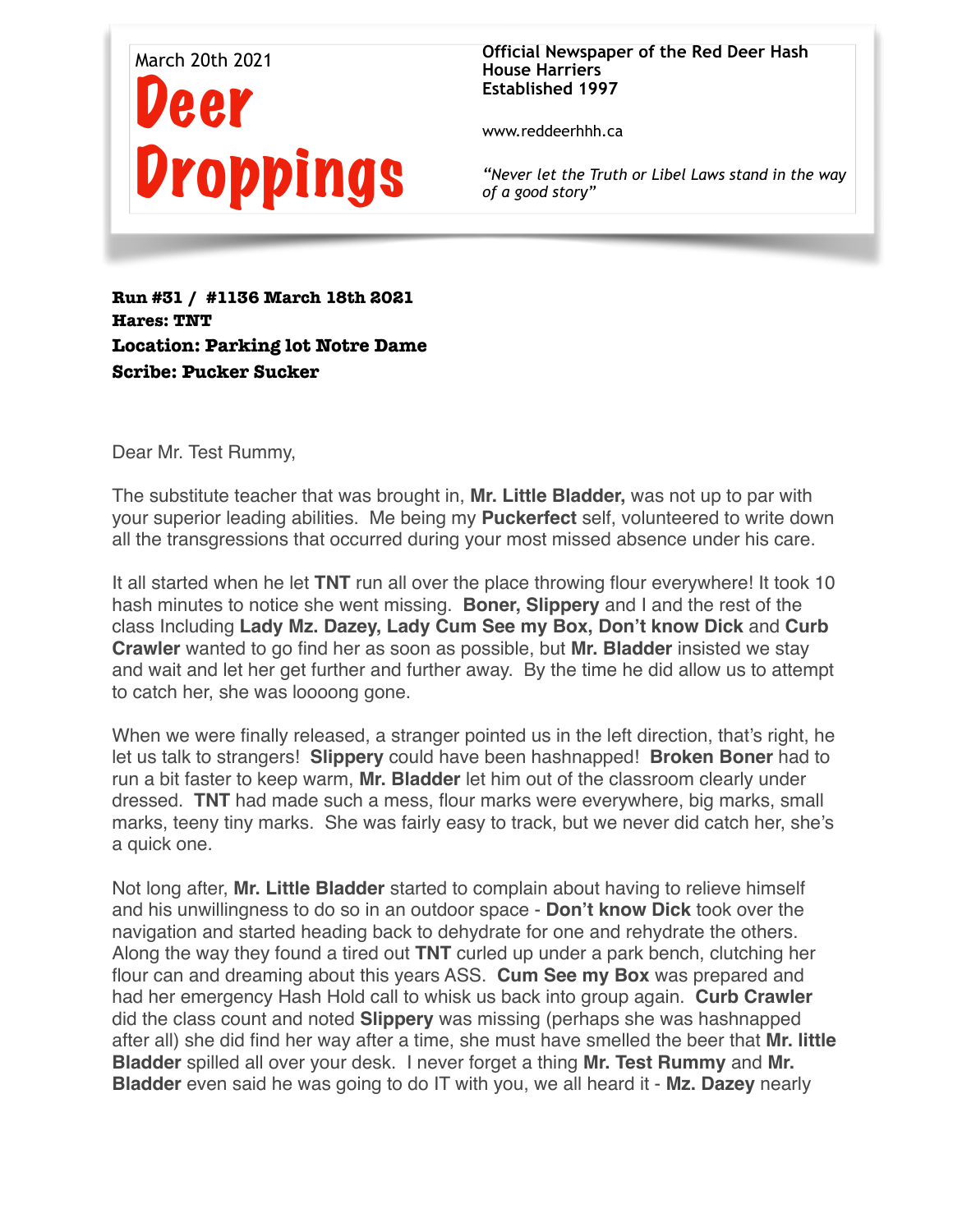March 20th 2021

# Deer Droppings

**Official Newspaper of the Red Deer Hash House Harriers**
**Established 1997**

www.reddeerhhh.ca

*"Never let the Truth or Libel Laws stand in the way of a good story"*

**Run #31 / #1136 March 18th 2021**
**Hares: TNT**
**Location: Parking lot Notre Dame**
**Scribe: Pucker Sucker**

Dear Mr. Test Rummy,

The substitute teacher that was brought in, **Mr. Little Bladder,** was not up to par with your superior leading abilities. Me being my **Puckerfect** self, volunteered to write down all the transgressions that occurred during your most missed absence under his care.

It all started when he let **TNT** run all over the place throwing flour everywhere! It took 10 hash minutes to notice she went missing. **Boner, Slippery** and I and the rest of the class Including **Lady Mz. Dazey, Lady Cum See my Box, Don't know Dick** and **Curb Crawler** wanted to go find her as soon as possible, but **Mr. Bladder** insisted we stay and wait and let her get further and further away. By the time he did allow us to attempt to catch her, she was loooong gone.

When we were finally released, a stranger pointed us in the left direction, that's right, he let us talk to strangers! **Slippery** could have been hashnapped! **Broken Boner** had to run a bit faster to keep warm, **Mr. Bladder** let him out of the classroom clearly under dressed. **TNT** had made such a mess, flour marks were everywhere, big marks, small marks, teeny tiny marks. She was fairly easy to track, but we never did catch her, she's a quick one.

Not long after, **Mr. Little Bladder** started to complain about having to relieve himself and his unwillingness to do so in an outdoor space - **Don't know Dick** took over the navigation and started heading back to dehydrate for one and rehydrate the others. Along the way they found a tired out **TNT** curled up under a park bench, clutching her flour can and dreaming about this years ASS. **Cum See my Box** was prepared and had her emergency Hash Hold call to whisk us back into group again. **Curb Crawler** did the class count and noted **Slippery** was missing (perhaps she was hashnapped after all) she did find her way after a time, she must have smelled the beer that **Mr. little Bladder** spilled all over your desk. I never forget a thing **Mr. Test Rummy** and **Mr. Bladder** even said he was going to do IT with you, we all heard it - **Mz. Dazey** nearly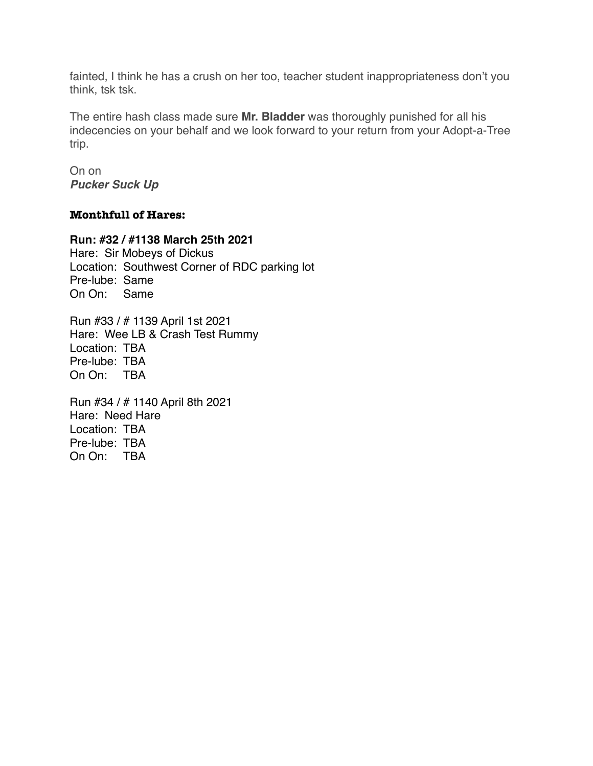fainted, I think he has a crush on her too, teacher student inappropriateness don't you think, tsk tsk.

The entire hash class made sure **Mr. Bladder** was thoroughly punished for all his indecencies on your behalf and we look forward to your return from your Adopt-a-Tree trip.

On on
***Pucker Suck Up***

### Monthfull of Hares:

**Run: #32 / #1138 March 25th 2021**
Hare: Sir Mobeys of Dickus
Location: Southwest Corner of RDC parking lot
Pre-lube: Same
On On: Same

Run #33 / # 1139 April 1st 2021
Hare: Wee LB & Crash Test Rummy
Location: TBA
Pre-lube: TBA
On On: TBA

Run #34 / # 1140 April 8th 2021
Hare: Need Hare
Location: TBA
Pre-lube: TBA
On On: TBA